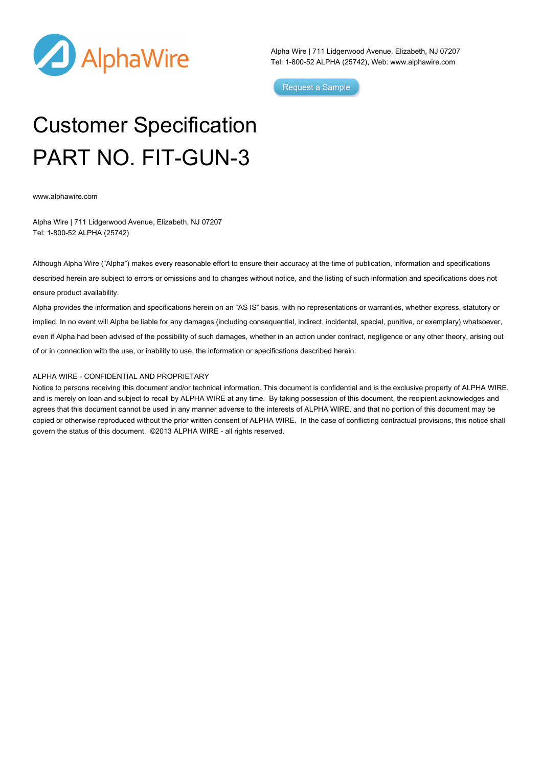Alpha Wire | 711 Lidgerwood Avenue, Elizabeth, NJ 07207
Tel: 1-800-52 ALPHA (25742), Web: www.alphawire.com

Request a Sample

# Customer Specification
# PART NO. FIT-GUN-3

www.alphawire.com

Alpha Wire | 711 Lidgerwood Avenue, Elizabeth, NJ 07207
Tel: 1-800-52 ALPHA (25742)

Although Alpha Wire ("Alpha") makes every reasonable effort to ensure their accuracy at the time of publication, information and specifications described herein are subject to errors or omissions and to changes without notice, and the listing of such information and specifications does not ensure product availability.
Alpha provides the information and specifications herein on an "AS IS" basis, with no representations or warranties, whether express, statutory or implied. In no event will Alpha be liable for any damages (including consequential, indirect, incidental, special, punitive, or exemplary) whatsoever, even if Alpha had been advised of the possibility of such damages, whether in an action under contract, negligence or any other theory, arising out of or in connection with the use, or inability to use, the information or specifications described herein.

ALPHA WIRE - CONFIDENTIAL AND PROPRIETARY
Notice to persons receiving this document and/or technical information. This document is confidential and is the exclusive property of ALPHA WIRE, and is merely on loan and subject to recall by ALPHA WIRE at any time. By taking possession of this document, the recipient acknowledges and agrees that this document cannot be used in any manner adverse to the interests of ALPHA WIRE, and that no portion of this document may be copied or otherwise reproduced without the prior written consent of ALPHA WIRE. In the case of conflicting contractual provisions, this notice shall govern the status of this document. ©2013 ALPHA WIRE - all rights reserved.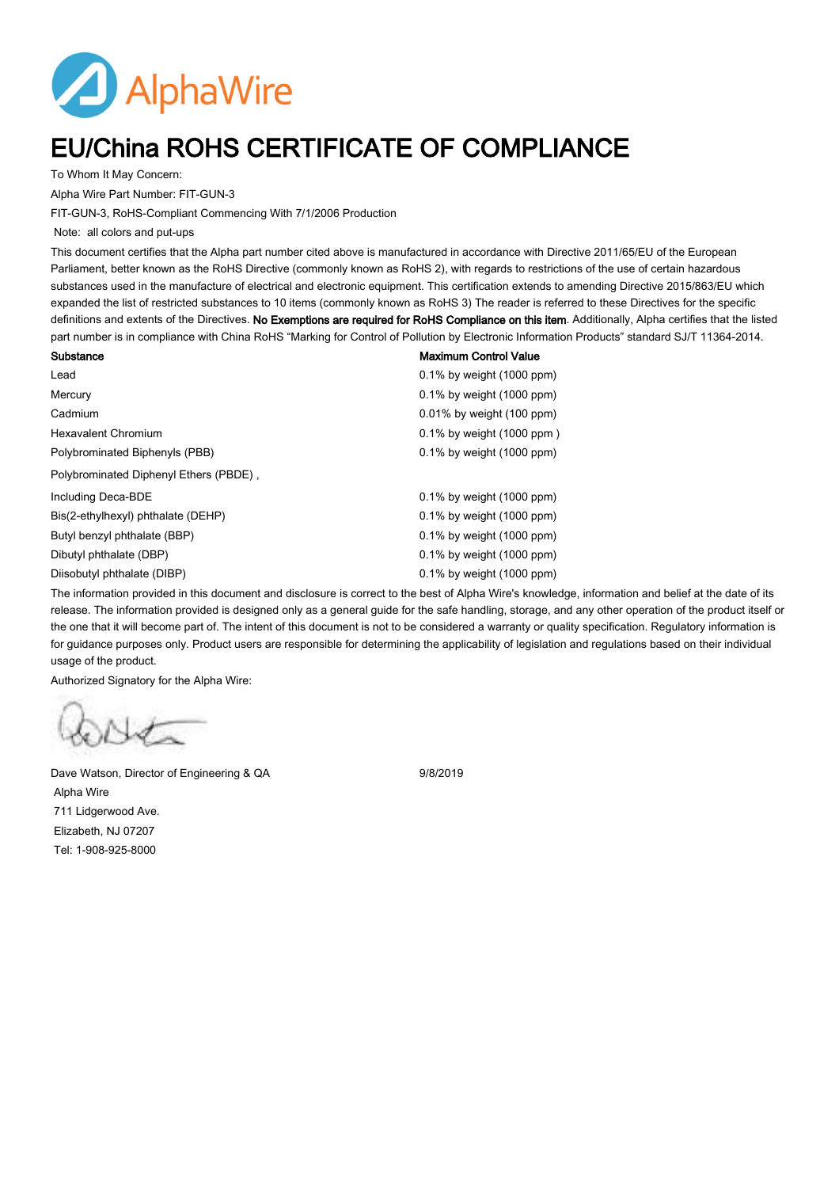AlphaWire

# EU/China ROHS CERTIFICATE OF COMPLIANCE

To Whom It May Concern:

Alpha Wire Part Number: FIT-GUN-3

FIT-GUN-3, RoHS-Compliant Commencing With 7/1/2006 Production

Note: all colors and put-ups

This document certifies that the Alpha part number cited above is manufactured in accordance with Directive 2011/65/EU of the European Parliament, better known as the RoHS Directive (commonly known as RoHS 2), with regards to restrictions to the use of certain hazardous substances used in the manufacture of electrical and electronic equipment. This certification extends to amending Directive 2015/863/EU which expanded the list of restricted substances to 10 items (commonly known as RoHS 3) The reader is referred to these Directives for the specific definitions and extents of the Directives. **No Exemptions are required for RoHS Compliance on this item**. Additionally, Alpha certifies that the listed part number is in compliance with China RoHS "Marking for Control of Pollution by Electronic Information Products" standard SJ/T 11364-2014.

| Substance | Maximum Control Value |
|---|---|
| Lead | 0.1% by weight (1000 ppm) |
| Mercury | 0.1% by weight (1000 ppm) |
| Cadmium | 0.01% by weight (100 ppm) |
| Hexavalent Chromium | 0.1% by weight (1000 ppm ) |
| Polybrominated Biphenyls (PBB) | 0.1% by weight (1000 ppm) |
| Polybrominated Diphenyl Ethers (PBDE) , | |
| Including Deca-BDE | 0.1% by weight (1000 ppm) |
| Bis(2-ethylhexyl) phthalate (DEHP) | 0.1% by weight (1000 ppm) |
| Butyl benzyl phthalate (BBP) | 0.1% by weight (1000 ppm) |
| Dibutyl phthalate (DBP) | 0.1% by weight (1000 ppm) |
| Diisobutyl phthalate (DIBP) | 0.1% by weight (1000 ppm) |

The information provided in this document and disclosure is correct to the best of Alpha Wire's knowledge, information and belief at the date of its release. The information provided is designed only as a general guide for the safe handling, storage, and any other operation of the product itself or the one that it will become part of. The intent of this document is not to be considered a warranty or quality specification. Regulatory information is for guidance purposes only. Product users are responsible for determining the applicability of legislation and regulations based on their individual usage of the product.

Authorized Signatory for the Alpha Wire:

Dave Watson, Director of Engineering & QA

9/8/2019

Alpha Wire

711 Lidgerwood Ave.

Elizabeth, NJ 07207

Tel: 1-908-925-8000